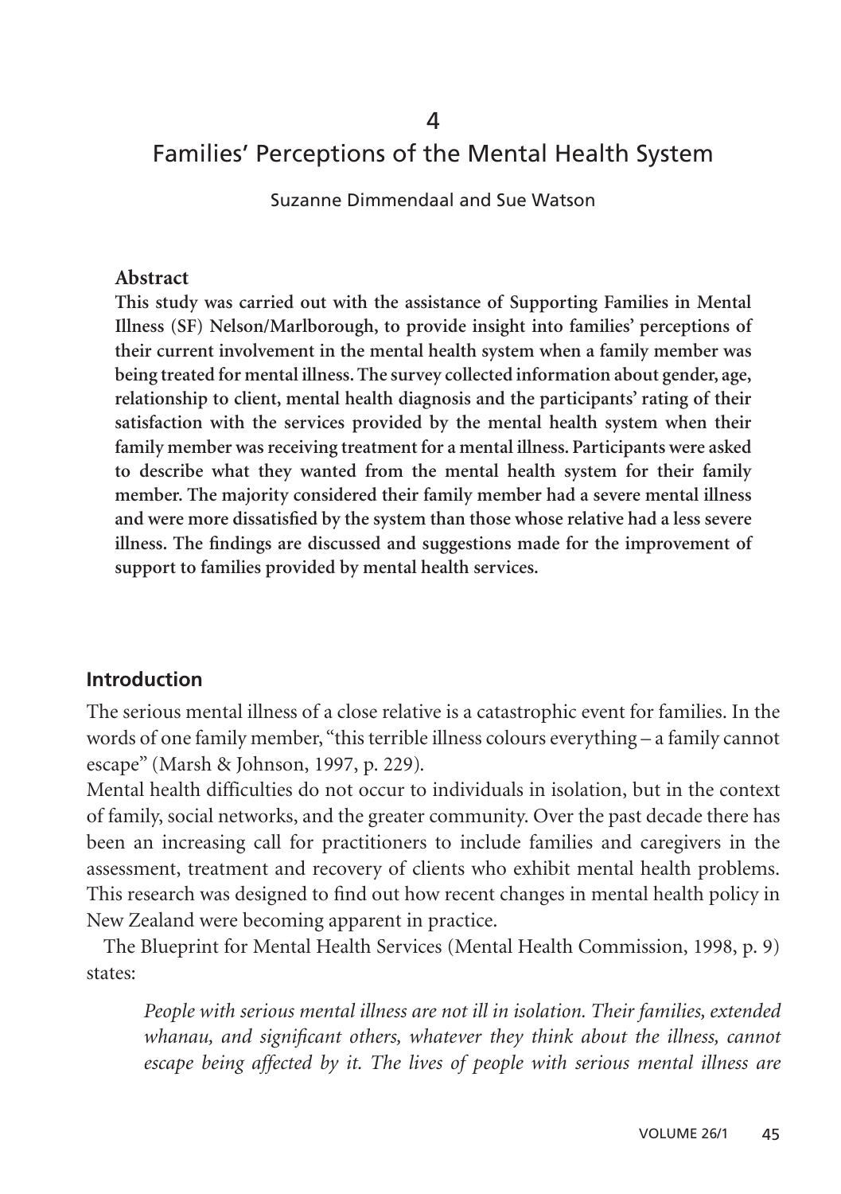# 4

# Families' Perceptions of the Mental Health System

Suzanne Dimmendaal and Sue Watson

## Abstract

**This study was carried out with the assistance of Supporting Families in Mental Illness (SF) Nelson/Marlborough, to provide insight into families' perceptions of their current involvement in the mental health system when a family member was being treated for mental illness. The survey collected information about gender, age, relationship to client, mental health diagnosis and the participants' rating of their satisfaction with the services provided by the mental health system when their family member was receiving treatment for a mental illness. Participants were asked to describe what they wanted from the mental health system for their family member. The majority considered their family member had a severe mental illness and were more dissatisfied by the system than those whose relative had a less severe illness. The findings are discussed and suggestions made for the improvement of support to families provided by mental health services.**

## Introduction

The serious mental illness of a close relative is a catastrophic event for families. In the words of one family member, "this terrible illness colours everything – a family cannot escape" (Marsh & Johnson, 1997, p. 229).

Mental health difficulties do not occur to individuals in isolation, but in the context of family, social networks, and the greater community. Over the past decade there has been an increasing call for practitioners to include families and caregivers in the assessment, treatment and recovery of clients who exhibit mental health problems. This research was designed to find out how recent changes in mental health policy in New Zealand were becoming apparent in practice.

The Blueprint for Mental Health Services (Mental Health Commission, 1998, p. 9) states:

> *People with serious mental illness are not ill in isolation. Their families, extended whanau, and significant others, whatever they think about the illness, cannot escape being affected by it. The lives of people with serious mental illness are*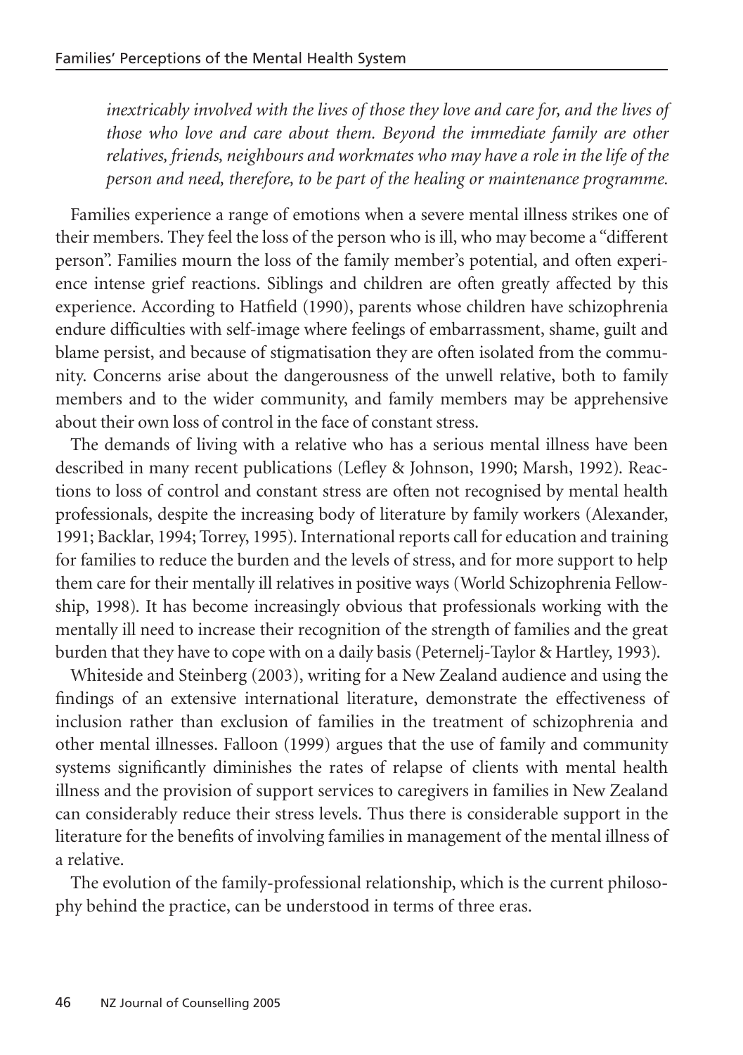*inextricably involved with the lives of those they love and care for, and the lives of those who love and care about them. Beyond the immediate family are other relatives, friends, neighbours and workmates who may have a role in the life of the person and need, therefore, to be part of the healing or maintenance programme.*

Families experience a range of emotions when a severe mental illness strikes one of their members. They feel the loss of the person who is ill, who may become a "different person". Families mourn the loss of the family member's potential, and often experience intense grief reactions. Siblings and children are often greatly affected by this experience. According to Hatfield (1990), parents whose children have schizophrenia endure difficulties with self-image where feelings of embarrassment, shame, guilt and blame persist, and because of stigmatisation they are often isolated from the community. Concerns arise about the dangerousness of the unwell relative, both to family members and to the wider community, and family members may be apprehensive about their own loss of control in the face of constant stress.

The demands of living with a relative who has a serious mental illness have been described in many recent publications (Lefley & Johnson, 1990; Marsh, 1992). Reactions to loss of control and constant stress are often not recognised by mental health professionals, despite the increasing body of literature by family workers (Alexander, 1991; Backlar, 1994; Torrey, 1995). International reports call for education and training for families to reduce the burden and the levels of stress, and for more support to help them care for their mentally ill relatives in positive ways (World Schizophrenia Fellowship, 1998). It has become increasingly obvious that professionals working with the mentally ill need to increase their recognition of the strength of families and the great burden that they have to cope with on a daily basis (Peternelj-Taylor & Hartley, 1993).

Whiteside and Steinberg (2003), writing for a New Zealand audience and using the findings of an extensive international literature, demonstrate the effectiveness of inclusion rather than exclusion of families in the treatment of schizophrenia and other mental illnesses. Falloon (1999) argues that the use of family and community systems significantly diminishes the rates of relapse of clients with mental health illness and the provision of support services to caregivers in families in New Zealand can considerably reduce their stress levels. Thus there is considerable support in the literature for the benefits of involving families in management of the mental illness of a relative.

The evolution of the family-professional relationship, which is the current philosophy behind the practice, can be understood in terms of three eras.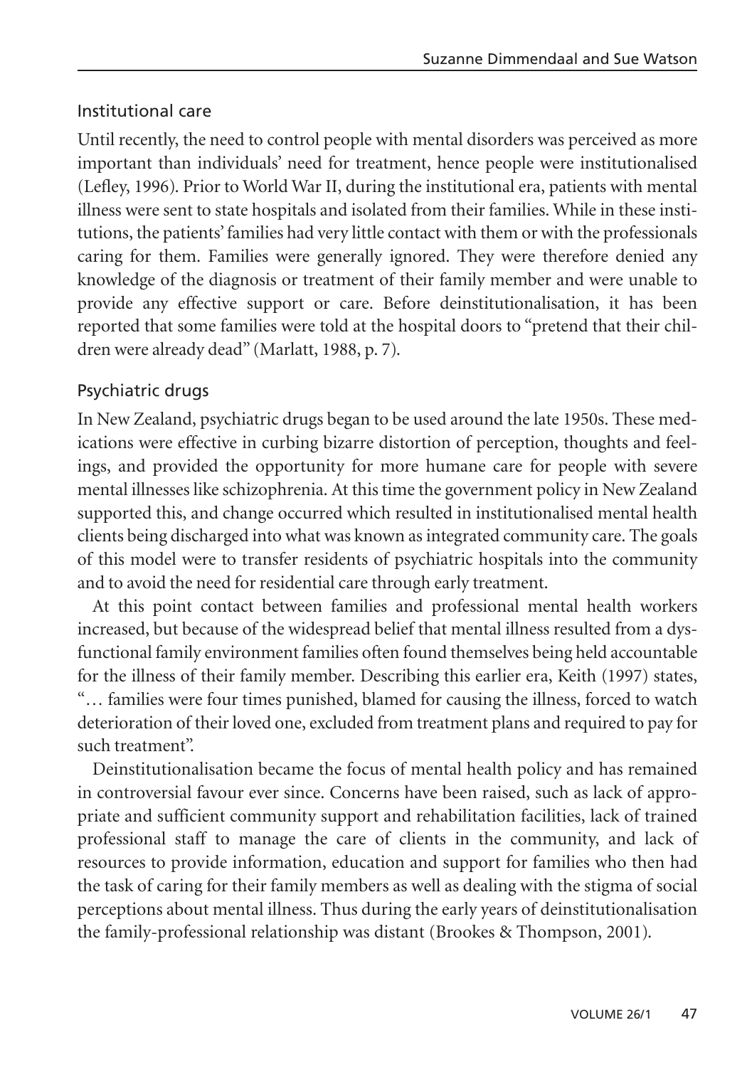## Institutional care

Until recently, the need to control people with mental disorders was perceived as more important than individuals' need for treatment, hence people were institutionalised (Lefley, 1996). Prior to World War II, during the institutional era, patients with mental illness were sent to state hospitals and isolated from their families. While in these institutions, the patients' families had very little contact with them or with the professionals caring for them. Families were generally ignored. They were therefore denied any knowledge of the diagnosis or treatment of their family member and were unable to provide any effective support or care. Before deinstitutionalisation, it has been reported that some families were told at the hospital doors to "pretend that their children were already dead" (Marlatt, 1988, p. 7).

## Psychiatric drugs

In New Zealand, psychiatric drugs began to be used around the late 1950s. These medications were effective in curbing bizarre distortion of perception, thoughts and feelings, and provided the opportunity for more humane care for people with severe mental illnesses like schizophrenia. At this time the government policy in New Zealand supported this, and change occurred which resulted in institutionalised mental health clients being discharged into what was known as integrated community care. The goals of this model were to transfer residents of psychiatric hospitals into the community and to avoid the need for residential care through early treatment.

At this point contact between families and professional mental health workers increased, but because of the widespread belief that mental illness resulted from a dysfunctional family environment families often found themselves being held accountable for the illness of their family member. Describing this earlier era, Keith (1997) states, "… families were four times punished, blamed for causing the illness, forced to watch deterioration of their loved one, excluded from treatment plans and required to pay for such treatment".

Deinstitutionalisation became the focus of mental health policy and has remained in controversial favour ever since. Concerns have been raised, such as lack of appropriate and sufficient community support and rehabilitation facilities, lack of trained professional staff to manage the care of clients in the community, and lack of resources to provide information, education and support for families who then had the task of caring for their family members as well as dealing with the stigma of social perceptions about mental illness. Thus during the early years of deinstitutionalisation the family-professional relationship was distant (Brookes & Thompson, 2001).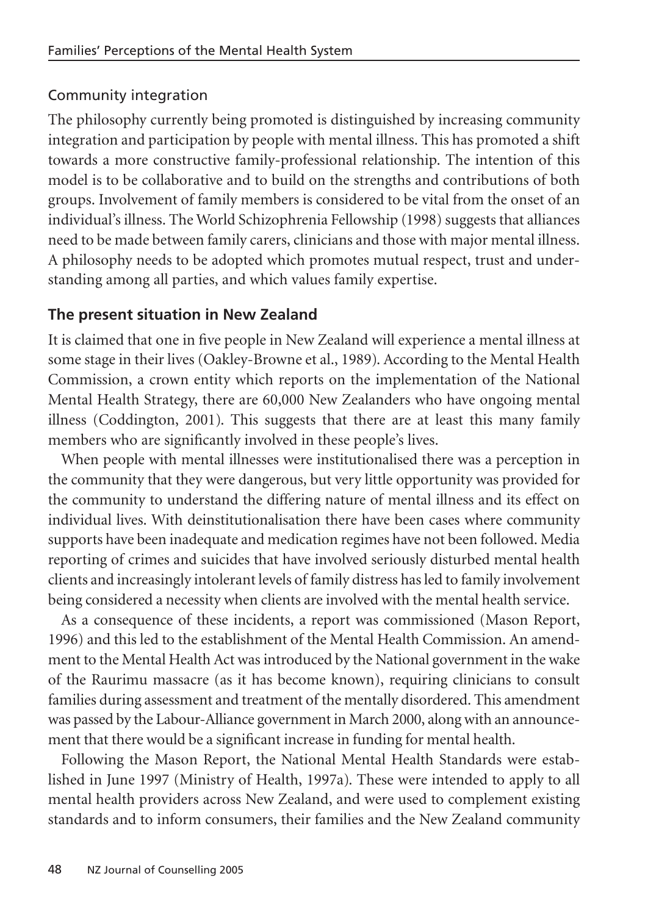### Community integration

The philosophy currently being promoted is distinguished by increasing community integration and participation by people with mental illness. This has promoted a shift towards a more constructive family-professional relationship. The intention of this model is to be collaborative and to build on the strengths and contributions of both groups. Involvement of family members is considered to be vital from the onset of an individual's illness. The World Schizophrenia Fellowship (1998) suggests that alliances need to be made between family carers, clinicians and those with major mental illness. A philosophy needs to be adopted which promotes mutual respect, trust and understanding among all parties, and which values family expertise.

## The present situation in New Zealand

It is claimed that one in five people in New Zealand will experience a mental illness at some stage in their lives (Oakley-Browne et al., 1989). According to the Mental Health Commission, a crown entity which reports on the implementation of the National Mental Health Strategy, there are 60,000 New Zealanders who have ongoing mental illness (Coddington, 2001). This suggests that there are at least this many family members who are significantly involved in these people's lives.

When people with mental illnesses were institutionalised there was a perception in the community that they were dangerous, but very little opportunity was provided for the community to understand the differing nature of mental illness and its effect on individual lives. With deinstitutionalisation there have been cases where community supports have been inadequate and medication regimes have not been followed. Media reporting of crimes and suicides that have involved seriously disturbed mental health clients and increasingly intolerant levels of family distress has led to family involvement being considered a necessity when clients are involved with the mental health service.

As a consequence of these incidents, a report was commissioned (Mason Report, 1996) and this led to the establishment of the Mental Health Commission. An amendment to the Mental Health Act was introduced by the National government in the wake of the Raurimu massacre (as it has become known), requiring clinicians to consult families during assessment and treatment of the mentally disordered. This amendment was passed by the Labour-Alliance government in March 2000, along with an announcement that there would be a significant increase in funding for mental health.

Following the Mason Report, the National Mental Health Standards were established in June 1997 (Ministry of Health, 1997a). These were intended to apply to all mental health providers across New Zealand, and were used to complement existing standards and to inform consumers, their families and the New Zealand community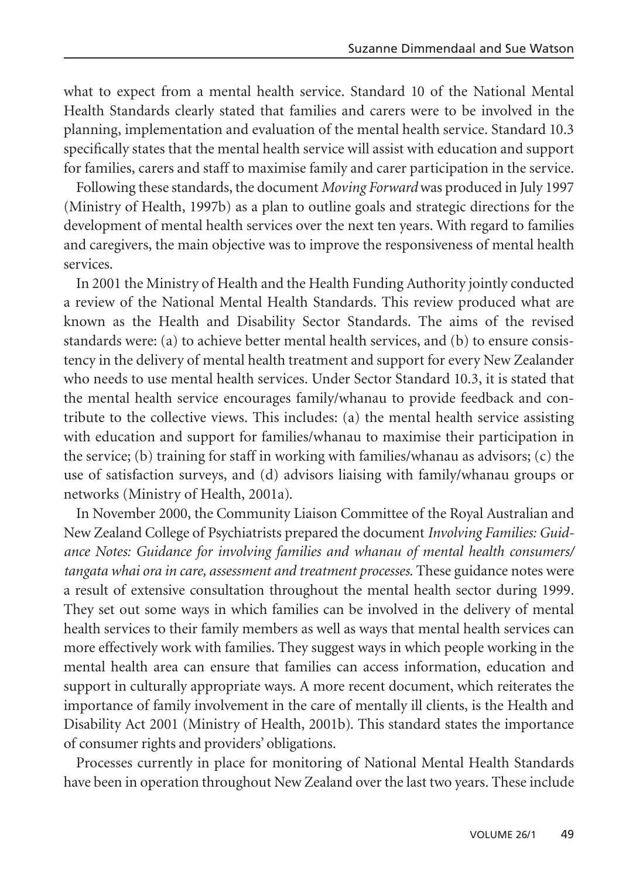what to expect from a mental health service. Standard 10 of the National Mental Health Standards clearly stated that families and carers were to be involved in the planning, implementation and evaluation of the mental health service. Standard 10.3 specifically states that the mental health service will assist with education and support for families, carers and staff to maximise family and carer participation in the service.

Following these standards, the document *Moving Forward* was produced in July 1997 (Ministry of Health, 1997b) as a plan to outline goals and strategic directions for the development of mental health services over the next ten years. With regard to families and caregivers, the main objective was to improve the responsiveness of mental health services.

In 2001 the Ministry of Health and the Health Funding Authority jointly conducted a review of the National Mental Health Standards. This review produced what are known as the Health and Disability Sector Standards. The aims of the revised standards were: (a) to achieve better mental health services, and (b) to ensure consistency in the delivery of mental health treatment and support for every New Zealander who needs to use mental health services. Under Sector Standard 10.3, it is stated that the mental health service encourages family/whanau to provide feedback and contribute to the collective views. This includes: (a) the mental health service assisting with education and support for families/whanau to maximise their participation in the service; (b) training for staff in working with families/whanau as advisors; (c) the use of satisfaction surveys, and (d) advisors liaising with family/whanau groups or networks (Ministry of Health, 2001a).

In November 2000, the Community Liaison Committee of the Royal Australian and New Zealand College of Psychiatrists prepared the document *Involving Families: Guidance Notes: Guidance for involving families and whanau of mental health consumers/ tangata whai ora in care, assessment and treatment processes*. These guidance notes were a result of extensive consultation throughout the mental health sector during 1999. They set out some ways in which families can be involved in the delivery of mental health services to their family members as well as ways that mental health services can more effectively work with families. They suggest ways in which people working in the mental health area can ensure that families can access information, education and support in culturally appropriate ways. A more recent document, which reiterates the importance of family involvement in the care of mentally ill clients, is the Health and Disability Act 2001 (Ministry of Health, 2001b). This standard states the importance of consumer rights and providers' obligations.

Processes currently in place for monitoring of National Mental Health Standards have been in operation throughout New Zealand over the last two years. These include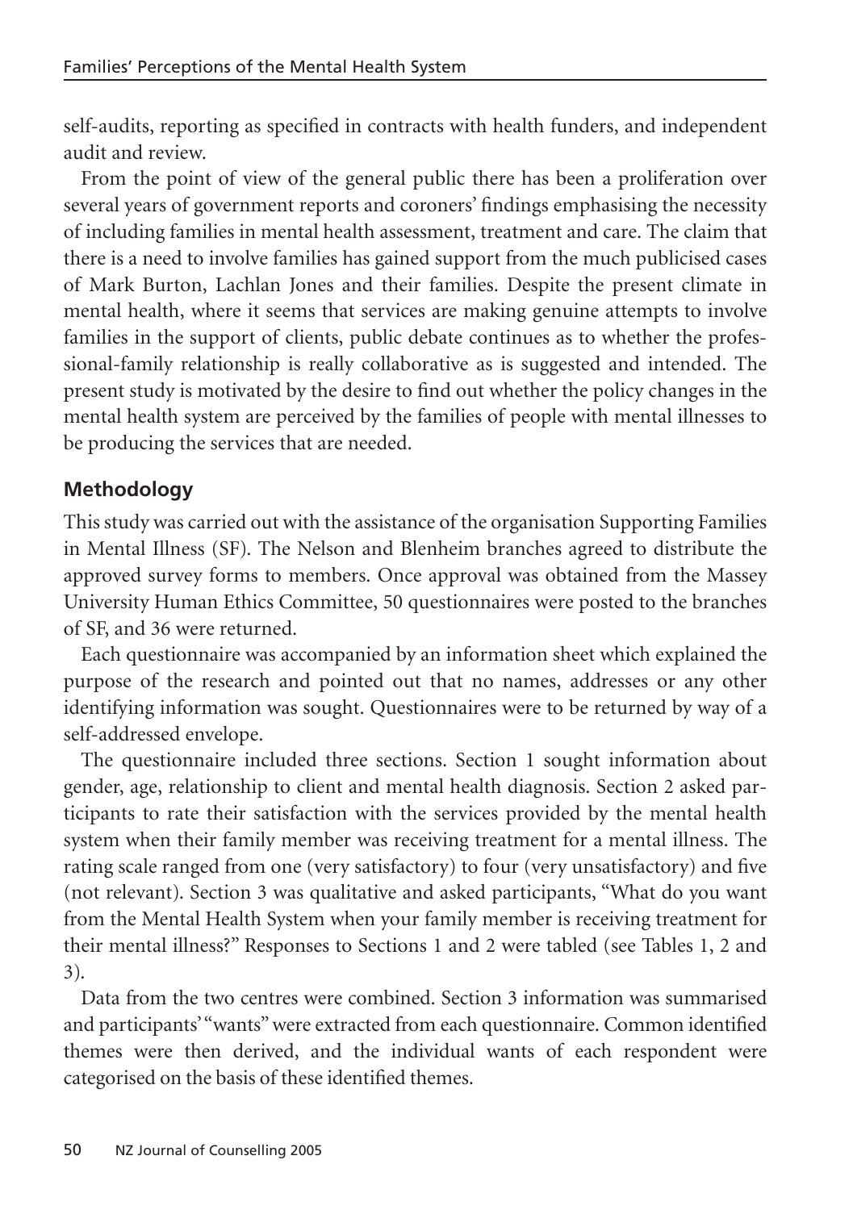self-audits, reporting as specified in contracts with health funders, and independent audit and review.

From the point of view of the general public there has been a proliferation over several years of government reports and coroners' findings emphasising the necessity of including families in mental health assessment, treatment and care. The claim that there is a need to involve families has gained support from the much publicised cases of Mark Burton, Lachlan Jones and their families. Despite the present climate in mental health, where it seems that services are making genuine attempts to involve families in the support of clients, public debate continues as to whether the professional-family relationship is really collaborative as is suggested and intended. The present study is motivated by the desire to find out whether the policy changes in the mental health system are perceived by the families of people with mental illnesses to be producing the services that are needed.

## Methodology

This study was carried out with the assistance of the organisation Supporting Families in Mental Illness (SF). The Nelson and Blenheim branches agreed to distribute the approved survey forms to members. Once approval was obtained from the Massey University Human Ethics Committee, 50 questionnaires were posted to the branches of SF, and 36 were returned.

Each questionnaire was accompanied by an information sheet which explained the purpose of the research and pointed out that no names, addresses or any other identifying information was sought. Questionnaires were to be returned by way of a self-addressed envelope.

The questionnaire included three sections. Section 1 sought information about gender, age, relationship to client and mental health diagnosis. Section 2 asked participants to rate their satisfaction with the services provided by the mental health system when their family member was receiving treatment for a mental illness. The rating scale ranged from one (very satisfactory) to four (very unsatisfactory) and five (not relevant). Section 3 was qualitative and asked participants, "What do you want from the Mental Health System when your family member is receiving treatment for their mental illness?" Responses to Sections 1 and 2 were tabled (see Tables 1, 2 and 3).

Data from the two centres were combined. Section 3 information was summarised and participants' "wants" were extracted from each questionnaire. Common identified themes were then derived, and the individual wants of each respondent were categorised on the basis of these identified themes.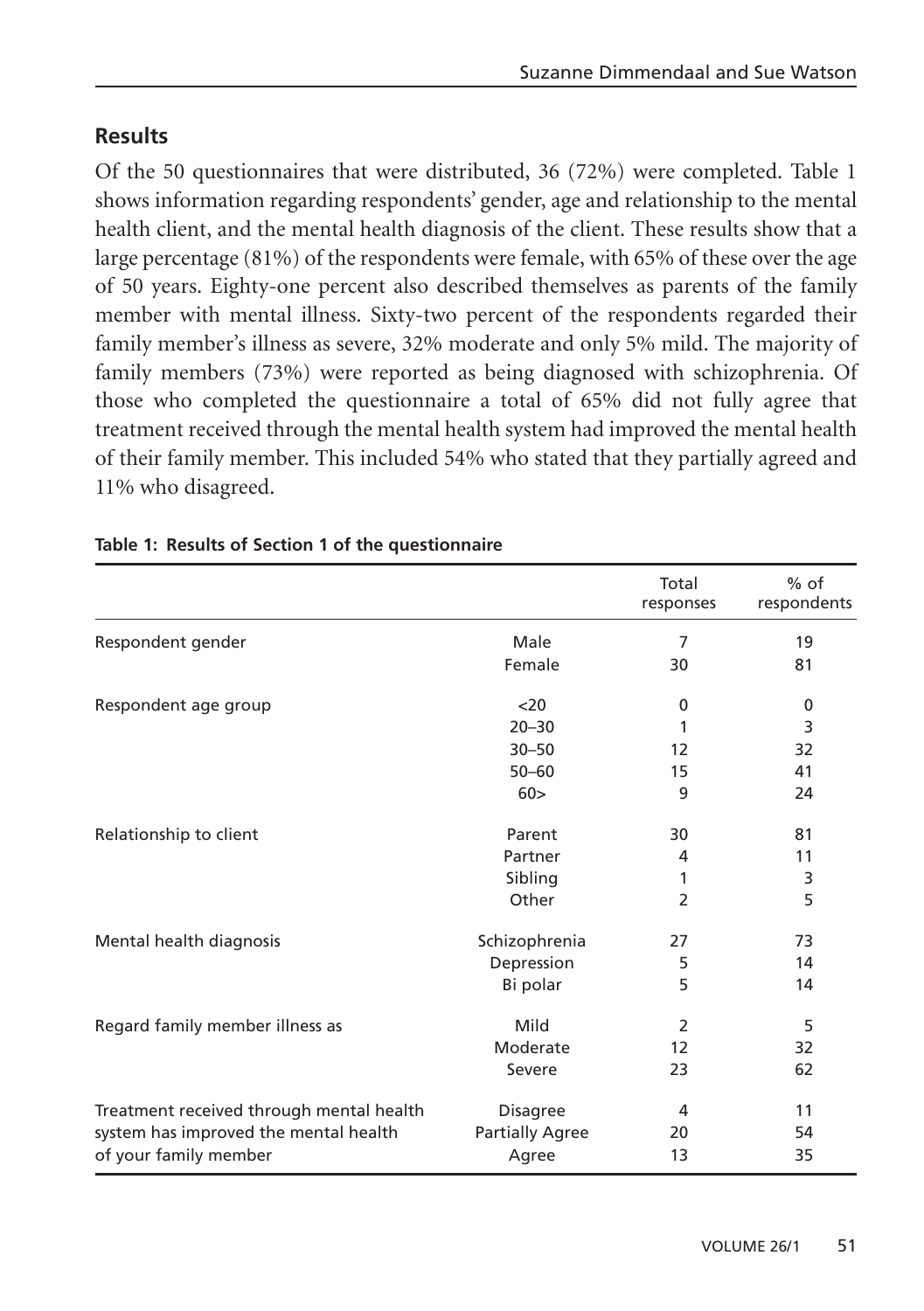## Results

Of the 50 questionnaires that were distributed, 36 (72%) were completed. Table 1 shows information regarding respondents' gender, age and relationship to the mental health client, and the mental health diagnosis of the client. These results show that a large percentage (81%) of the respondents were female, with 65% of these over the age of 50 years. Eighty-one percent also described themselves as parents of the family member with mental illness. Sixty-two percent of the respondents regarded their family member's illness as severe, 32% moderate and only 5% mild. The majority of family members (73%) were reported as being diagnosed with schizophrenia. Of those who completed the questionnaire a total of 65% did not fully agree that treatment received through the mental health system had improved the mental health of their family member. This included 54% who stated that they partially agreed and 11% who disagreed.

**Table 1: Results of Section 1 of the questionnaire**

| | | Total responses | % of respondents |
|---|---|---|---|
| Respondent gender | Male | 7 | 19 |
| | Female | 30 | 81 |
| Respondent age group | <20 | 0 | 0 |
| | 20–30 | 1 | 3 |
| | 30–50 | 12 | 32 |
| | 50–60 | 15 | 41 |
| | 60> | 9 | 24 |
| Relationship to client | Parent | 30 | 81 |
| | Partner | 4 | 11 |
| | Sibling | 1 | 3 |
| | Other | 2 | 5 |
| Mental health diagnosis | Schizophrenia | 27 | 73 |
| | Depression | 5 | 14 |
| | Bi polar | 5 | 14 |
| Regard family member illness as | Mild | 2 | 5 |
| | Moderate | 12 | 32 |
| | Severe | 23 | 62 |
| Treatment received through mental health system has improved the mental health of your family member | Disagree | 4 | 11 |
| | Partially Agree | 20 | 54 |
| | Agree | 13 | 35 |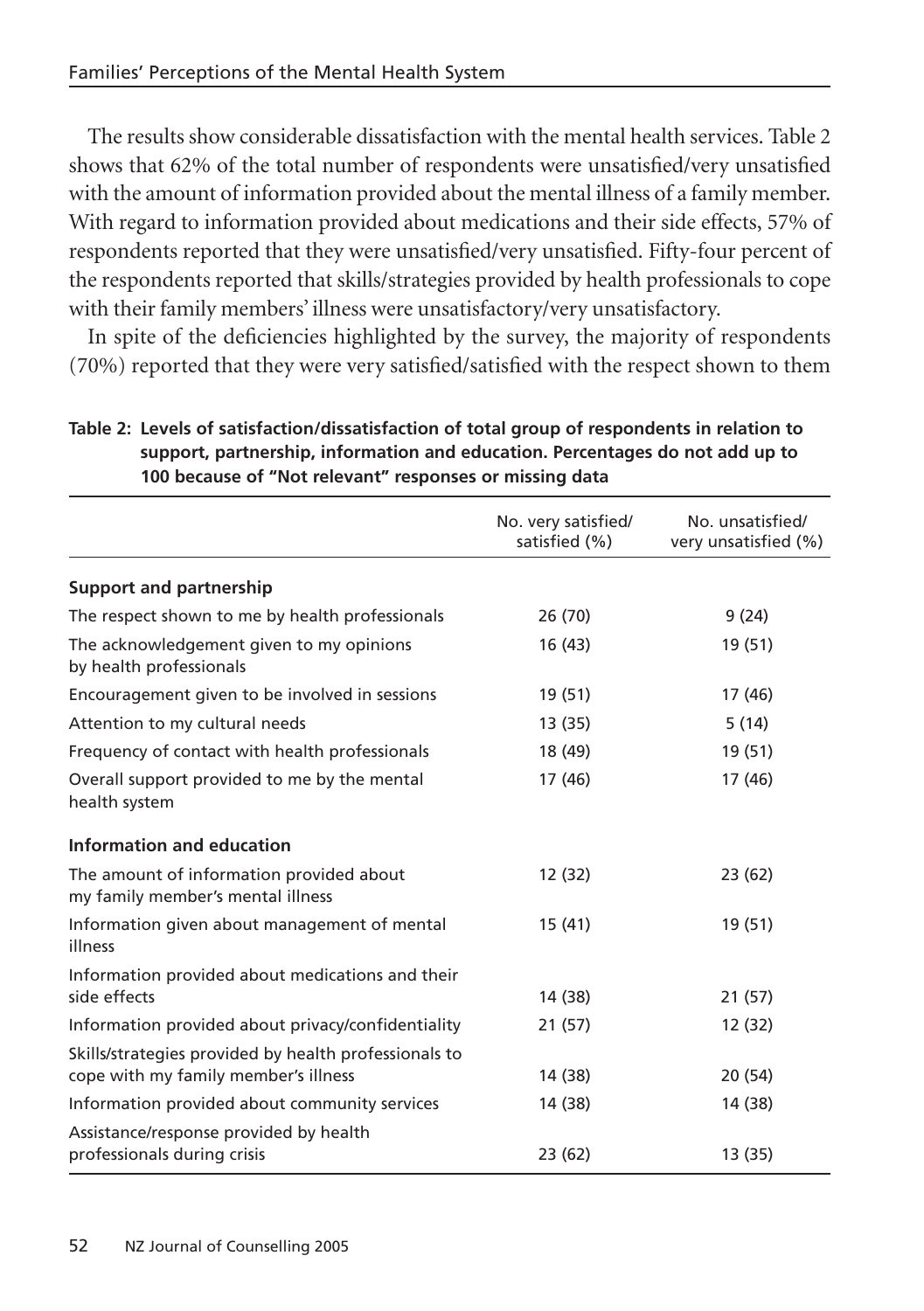The results show considerable dissatisfaction with the mental health services. Table 2 shows that 62% of the total number of respondents were unsatisfied/very unsatisfied with the amount of information provided about the mental illness of a family member. With regard to information provided about medications and their side effects, 57% of respondents reported that they were unsatisfied/very unsatisfied. Fifty-four percent of the respondents reported that skills/strategies provided by health professionals to cope with their family members' illness were unsatisfactory/very unsatisfactory.

In spite of the deficiencies highlighted by the survey, the majority of respondents (70%) reported that they were very satisfied/satisfied with the respect shown to them

**Table 2: Levels of satisfaction/dissatisfaction of total group of respondents in relation to support, partnership, information and education. Percentages do not add up to 100 because of "Not relevant" responses or missing data**

| | No. very satisfied/ satisfied (%) | No. unsatisfied/ very unsatisfied (%) |
|---|---|---|
| **Support and partnership** | | |
| The respect shown to me by health professionals | 26 (70) | 9 (24) |
| The acknowledgement given to my opinions by health professionals | 16 (43) | 19 (51) |
| Encouragement given to be involved in sessions | 19 (51) | 17 (46) |
| Attention to my cultural needs | 13 (35) | 5 (14) |
| Frequency of contact with health professionals | 18 (49) | 19 (51) |
| Overall support provided to me by the mental health system | 17 (46) | 17 (46) |
| **Information and education** | | |
| The amount of information provided about my family member's mental illness | 12 (32) | 23 (62) |
| Information given about management of mental illness | 15 (41) | 19 (51) |
| Information provided about medications and their side effects | 14 (38) | 21 (57) |
| Information provided about privacy/confidentiality | 21 (57) | 12 (32) |
| Skills/strategies provided by health professionals to cope with my family member's illness | 14 (38) | 20 (54) |
| Information provided about community services | 14 (38) | 14 (38) |
| Assistance/response provided by health professionals during crisis | 23 (62) | 13 (35) |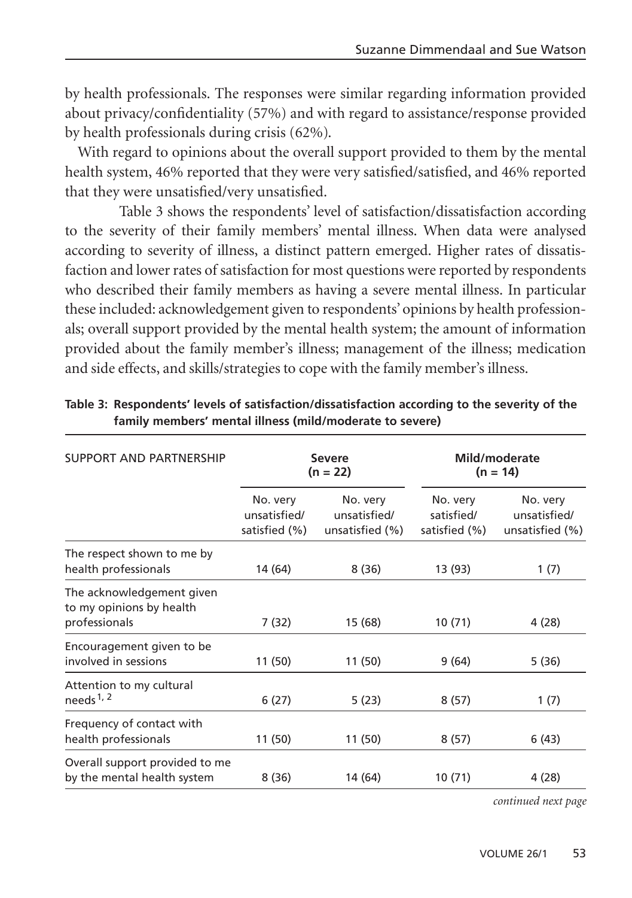by health professionals. The responses were similar regarding information provided about privacy/confidentiality (57%) and with regard to assistance/response provided by health professionals during crisis (62%).

With regard to opinions about the overall support provided to them by the mental health system, 46% reported that they were very satisfied/satisfied, and 46% reported that they were unsatisfied/very unsatisfied.

Table 3 shows the respondents' level of satisfaction/dissatisfaction according to the severity of their family members' mental illness. When data were analysed according to severity of illness, a distinct pattern emerged. Higher rates of dissatisfaction and lower rates of satisfaction for most questions were reported by respondents who described their family members as having a severe mental illness. In particular these included: acknowledgement given to respondents' opinions by health professionals; overall support provided by the mental health system; the amount of information provided about the family member's illness; management of the illness; medication and side effects, and skills/strategies to cope with the family member's illness.

**Table 3: Respondents' levels of satisfaction/dissatisfaction according to the severity of the family members' mental illness (mild/moderate to severe)**

| SUPPORT AND PARTNERSHIP | Severe (n = 22) | | Mild/moderate (n = 14) | |
|---|---|---|---|---|
| | No. very unsatisfied/ satisfied (%) | No. very unsatisfied/ unsatisfied (%) | No. very satisfied/ satisfied (%) | No. very unsatisfied/ unsatisfied (%) |
| The respect shown to me by health professionals | 14 (64) | 8 (36) | 13 (93) | 1 (7) |
| The acknowledgement given to my opinions by health professionals | 7 (32) | 15 (68) | 10 (71) | 4 (28) |
| Encouragement given to be involved in sessions | 11 (50) | 11 (50) | 9 (64) | 5 (36) |
| Attention to my cultural needs[1, 2] | 6 (27) | 5 (23) | 8 (57) | 1 (7) |
| Frequency of contact with health professionals | 11 (50) | 11 (50) | 8 (57) | 6 (43) |
| Overall support provided to me by the mental health system | 8 (36) | 14 (64) | 10 (71) | 4 (28) |

*continued next page*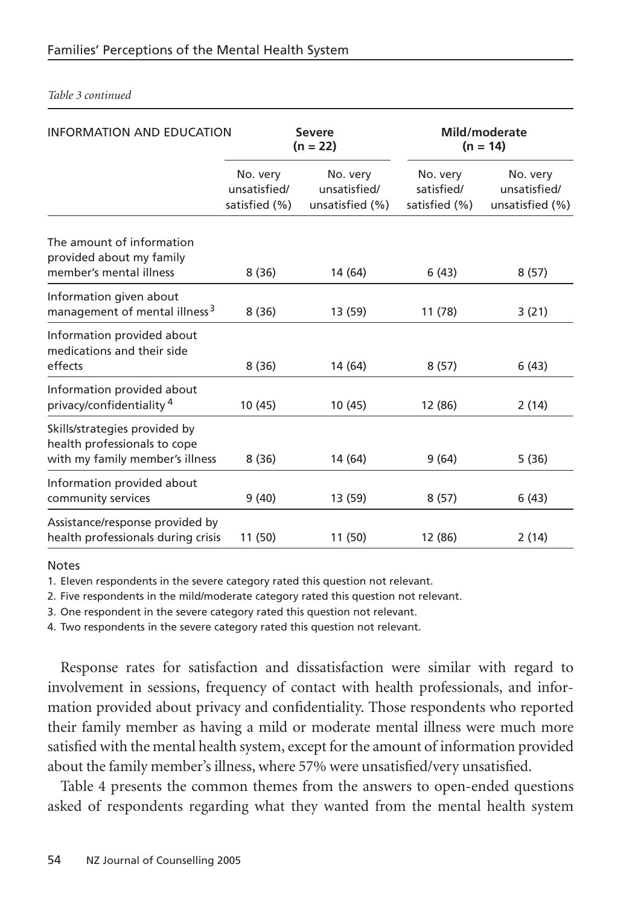*Table 3 continued*

| INFORMATION AND EDUCATION | Severe (n = 22) | | Mild/moderate (n = 14) | |
|---|---|---|---|---|
| | No. very unsatisfied/ satisfied (%) | No. very unsatisfied/ unsatisfied (%) | No. very satisfied/ satisfied (%) | No. very unsatisfied/ unsatisfied (%) |
| The amount of information provided about my family member's mental illness | 8 (36) | 14 (64) | 6 (43) | 8 (57) |
| Information given about management of mental illness[3] | 8 (36) | 13 (59) | 11 (78) | 3 (21) |
| Information provided about medications and their side effects | 8 (36) | 14 (64) | 8 (57) | 6 (43) |
| Information provided about privacy/confidentiality[4] | 10 (45) | 10 (45) | 12 (86) | 2 (14) |
| Skills/strategies provided by health professionals to cope with my family member's illness | 8 (36) | 14 (64) | 9 (64) | 5 (36) |
| Information provided about community services | 9 (40) | 13 (59) | 8 (57) | 6 (43) |
| Assistance/response provided by health professionals during crisis | 11 (50) | 11 (50) | 12 (86) | 2 (14) |

Notes

1. Eleven respondents in the severe category rated this question not relevant.
2. Five respondents in the mild/moderate category rated this question not relevant.
3. One respondent in the severe category rated this question not relevant.
4. Two respondents in the severe category rated this question not relevant.

Response rates for satisfaction and dissatisfaction were similar with regard to involvement in sessions, frequency of contact with health professionals, and information provided about privacy and confidentiality. Those respondents who reported their family member as having a mild or moderate mental illness were much more satisfied with the mental health system, except for the amount of information provided about the family member's illness, where 57% were unsatisfied/very unsatisfied.

Table 4 presents the common themes from the answers to open-ended questions asked of respondents regarding what they wanted from the mental health system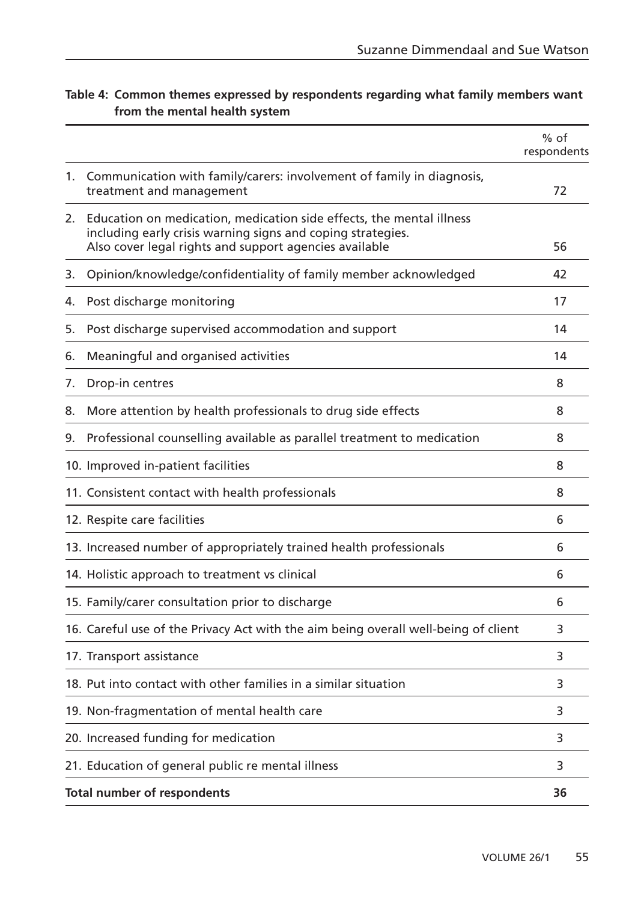**Table 4: Common themes expressed by respondents regarding what family members want from the mental health system**

| | % of respondents |
|---|---|
| 1. Communication with family/carers: involvement of family in diagnosis, treatment and management | 72 |
| 2. Education on medication, medication side effects, the mental illness including early crisis warning signs and coping strategies. Also cover legal rights and support agencies available | 56 |
| 3. Opinion/knowledge/confidentiality of family member acknowledged | 42 |
| 4. Post discharge monitoring | 17 |
| 5. Post discharge supervised accommodation and support | 14 |
| 6. Meaningful and organised activities | 14 |
| 7. Drop-in centres | 8 |
| 8. More attention by health professionals to drug side effects | 8 |
| 9. Professional counselling available as parallel treatment to medication | 8 |
| 10. Improved in-patient facilities | 8 |
| 11. Consistent contact with health professionals | 8 |
| 12. Respite care facilities | 6 |
| 13. Increased number of appropriately trained health professionals | 6 |
| 14. Holistic approach to treatment vs clinical | 6 |
| 15. Family/carer consultation prior to discharge | 6 |
| 16. Careful use of the Privacy Act with the aim being overall well-being of client | 3 |
| 17. Transport assistance | 3 |
| 18. Put into contact with other families in a similar situation | 3 |
| 19. Non-fragmentation of mental health care | 3 |
| 20. Increased funding for medication | 3 |
| 21. Education of general public re mental illness | 3 |
| **Total number of respondents** | **36** |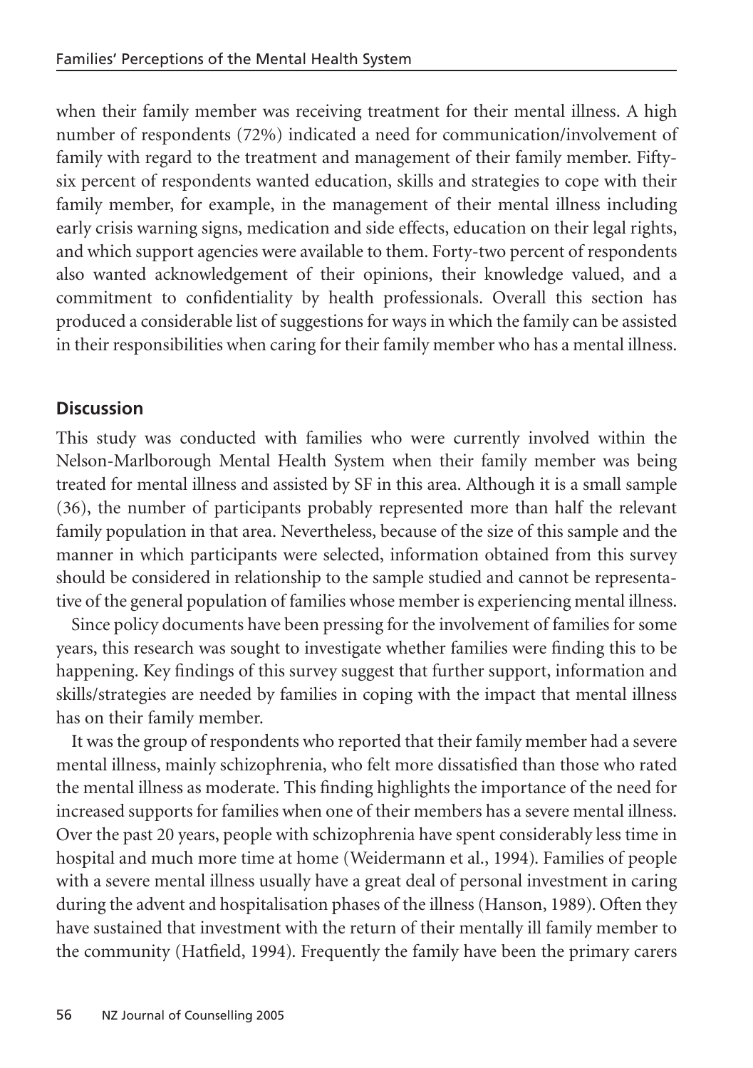when their family member was receiving treatment for their mental illness. A high number of respondents (72%) indicated a need for communication/involvement of family with regard to the treatment and management of their family member. Fifty-six percent of respondents wanted education, skills and strategies to cope with their family member, for example, in the management of their mental illness including early crisis warning signs, medication and side effects, education on their legal rights, and which support agencies were available to them. Forty-two percent of respondents also wanted acknowledgement of their opinions, their knowledge valued, and a commitment to confidentiality by health professionals. Overall this section has produced a considerable list of suggestions for ways in which the family can be assisted in their responsibilities when caring for their family member who has a mental illness.

## Discussion

This study was conducted with families who were currently involved within the Nelson-Marlborough Mental Health System when their family member was being treated for mental illness and assisted by SF in this area. Although it is a small sample (36), the number of participants probably represented more than half the relevant family population in that area. Nevertheless, because of the size of this sample and the manner in which participants were selected, information obtained from this survey should be considered in relationship to the sample studied and cannot be representative of the general population of families whose member is experiencing mental illness.

Since policy documents have been pressing for the involvement of families for some years, this research was sought to investigate whether families were finding this to be happening. Key findings of this survey suggest that further support, information and skills/strategies are needed by families in coping with the impact that mental illness has on their family member.

It was the group of respondents who reported that their family member had a severe mental illness, mainly schizophrenia, who felt more dissatisfied than those who rated the mental illness as moderate. This finding highlights the importance of the need for increased supports for families when one of their members has a severe mental illness. Over the past 20 years, people with schizophrenia have spent considerably less time in hospital and much more time at home (Weidermann et al., 1994). Families of people with a severe mental illness usually have a great deal of personal investment in caring during the advent and hospitalisation phases of the illness (Hanson, 1989). Often they have sustained that investment with the return of their mentally ill family member to the community (Hatfield, 1994). Frequently the family have been the primary carers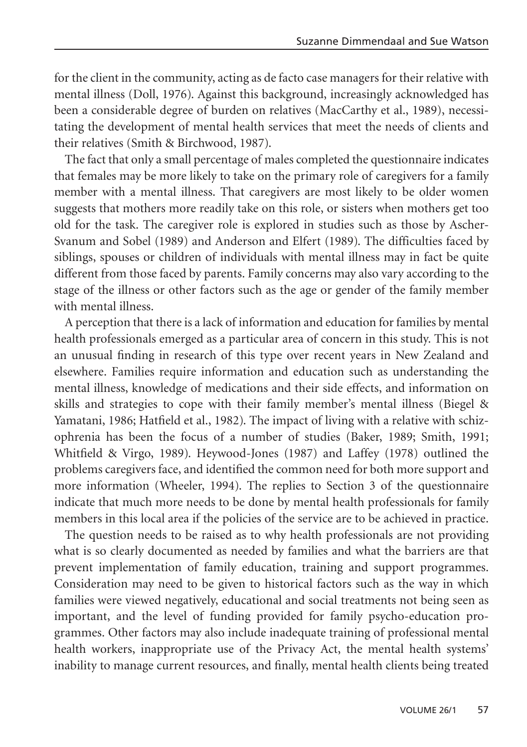for the client in the community, acting as de facto case managers for their relative with mental illness (Doll, 1976). Against this background, increasingly acknowledged has been a considerable degree of burden on relatives (MacCarthy et al., 1989), necessitating the development of mental health services that meet the needs of clients and their relatives (Smith & Birchwood, 1987).

The fact that only a small percentage of males completed the questionnaire indicates that females may be more likely to take on the primary role of caregivers for a family member with a mental illness. That caregivers are most likely to be older women suggests that mothers more readily take on this role, or sisters when mothers get too old for the task. The caregiver role is explored in studies such as those by Ascher-Svanum and Sobel (1989) and Anderson and Elfert (1989). The difficulties faced by siblings, spouses or children of individuals with mental illness may in fact be quite different from those faced by parents. Family concerns may also vary according to the stage of the illness or other factors such as the age or gender of the family member with mental illness.

A perception that there is a lack of information and education for families by mental health professionals emerged as a particular area of concern in this study. This is not an unusual finding in research of this type over recent years in New Zealand and elsewhere. Families require information and education such as understanding the mental illness, knowledge of medications and their side effects, and information on skills and strategies to cope with their family member's mental illness (Biegel & Yamatani, 1986; Hatfield et al., 1982). The impact of living with a relative with schizophrenia has been the focus of a number of studies (Baker, 1989; Smith, 1991; Whitfield & Virgo, 1989). Heywood-Jones (1987) and Laffey (1978) outlined the problems caregivers face, and identified the common need for both more support and more information (Wheeler, 1994). The replies to Section 3 of the questionnaire indicate that much more needs to be done by mental health professionals for family members in this local area if the policies of the service are to be achieved in practice.

The question needs to be raised as to why health professionals are not providing what is so clearly documented as needed by families and what the barriers are that prevent implementation of family education, training and support programmes. Consideration may need to be given to historical factors such as the way in which families were viewed negatively, educational and social treatments not being seen as important, and the level of funding provided for family psycho-education programmes. Other factors may also include inadequate training of professional mental health workers, inappropriate use of the Privacy Act, the mental health systems' inability to manage current resources, and finally, mental health clients being treated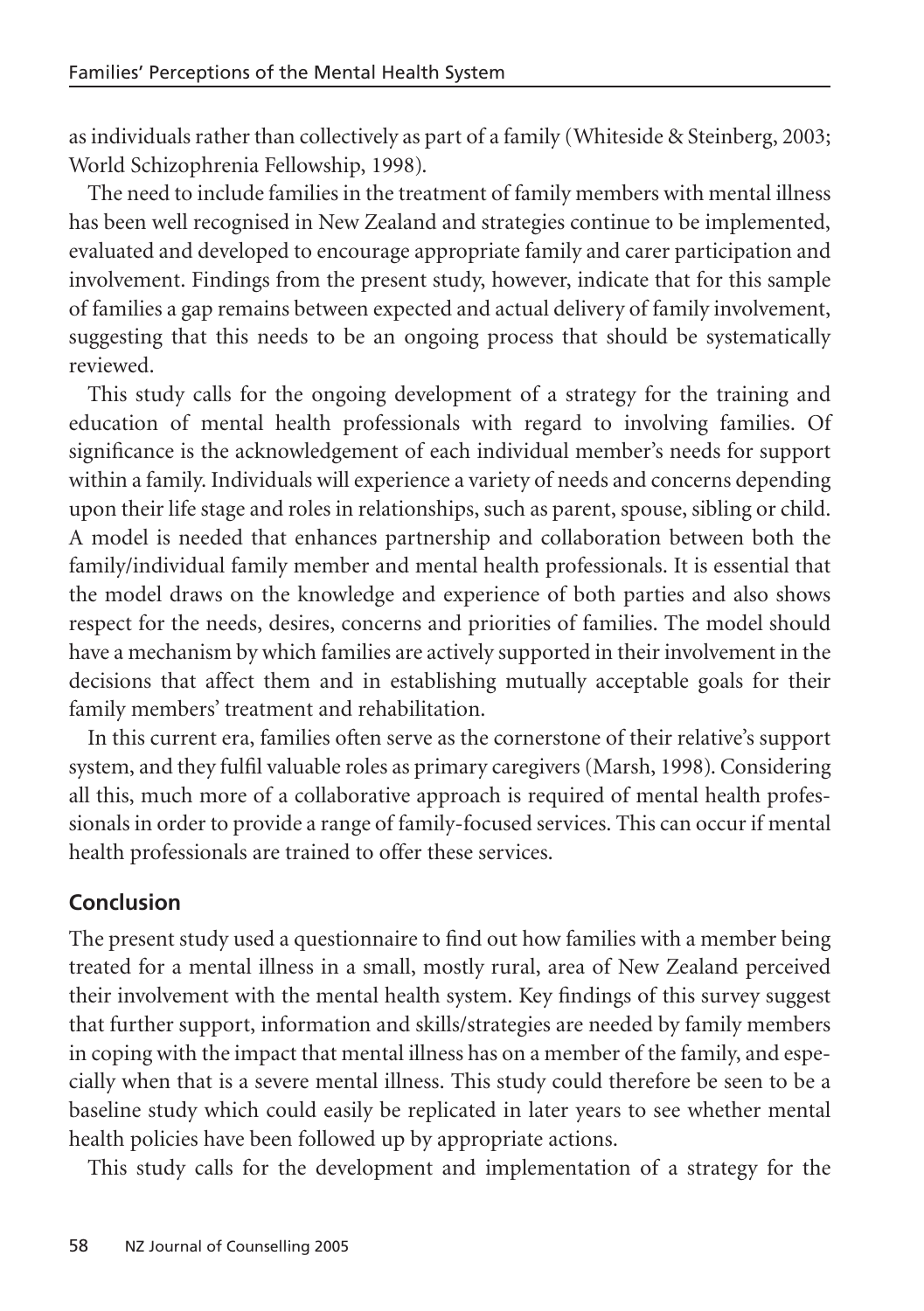as individuals rather than collectively as part of a family (Whiteside & Steinberg, 2003; World Schizophrenia Fellowship, 1998).

The need to include families in the treatment of family members with mental illness has been well recognised in New Zealand and strategies continue to be implemented, evaluated and developed to encourage appropriate family and carer participation and involvement. Findings from the present study, however, indicate that for this sample of families a gap remains between expected and actual delivery of family involvement, suggesting that this needs to be an ongoing process that should be systematically reviewed.

This study calls for the ongoing development of a strategy for the training and education of mental health professionals with regard to involving families. Of significance is the acknowledgement of each individual member's needs for support within a family. Individuals will experience a variety of needs and concerns depending upon their life stage and roles in relationships, such as parent, spouse, sibling or child. A model is needed that enhances partnership and collaboration between both the family/individual family member and mental health professionals. It is essential that the model draws on the knowledge and experience of both parties and also shows respect for the needs, desires, concerns and priorities of families. The model should have a mechanism by which families are actively supported in their involvement in the decisions that affect them and in establishing mutually acceptable goals for their family members' treatment and rehabilitation.

In this current era, families often serve as the cornerstone of their relative's support system, and they fulfil valuable roles as primary caregivers (Marsh, 1998). Considering all this, much more of a collaborative approach is required of mental health professionals in order to provide a range of family-focused services. This can occur if mental health professionals are trained to offer these services.

## Conclusion

The present study used a questionnaire to find out how families with a member being treated for a mental illness in a small, mostly rural, area of New Zealand perceived their involvement with the mental health system. Key findings of this survey suggest that further support, information and skills/strategies are needed by family members in coping with the impact that mental illness has on a member of the family, and especially when that is a severe mental illness. This study could therefore be seen to be a baseline study which could easily be replicated in later years to see whether mental health policies have been followed up by appropriate actions.

This study calls for the development and implementation of a strategy for the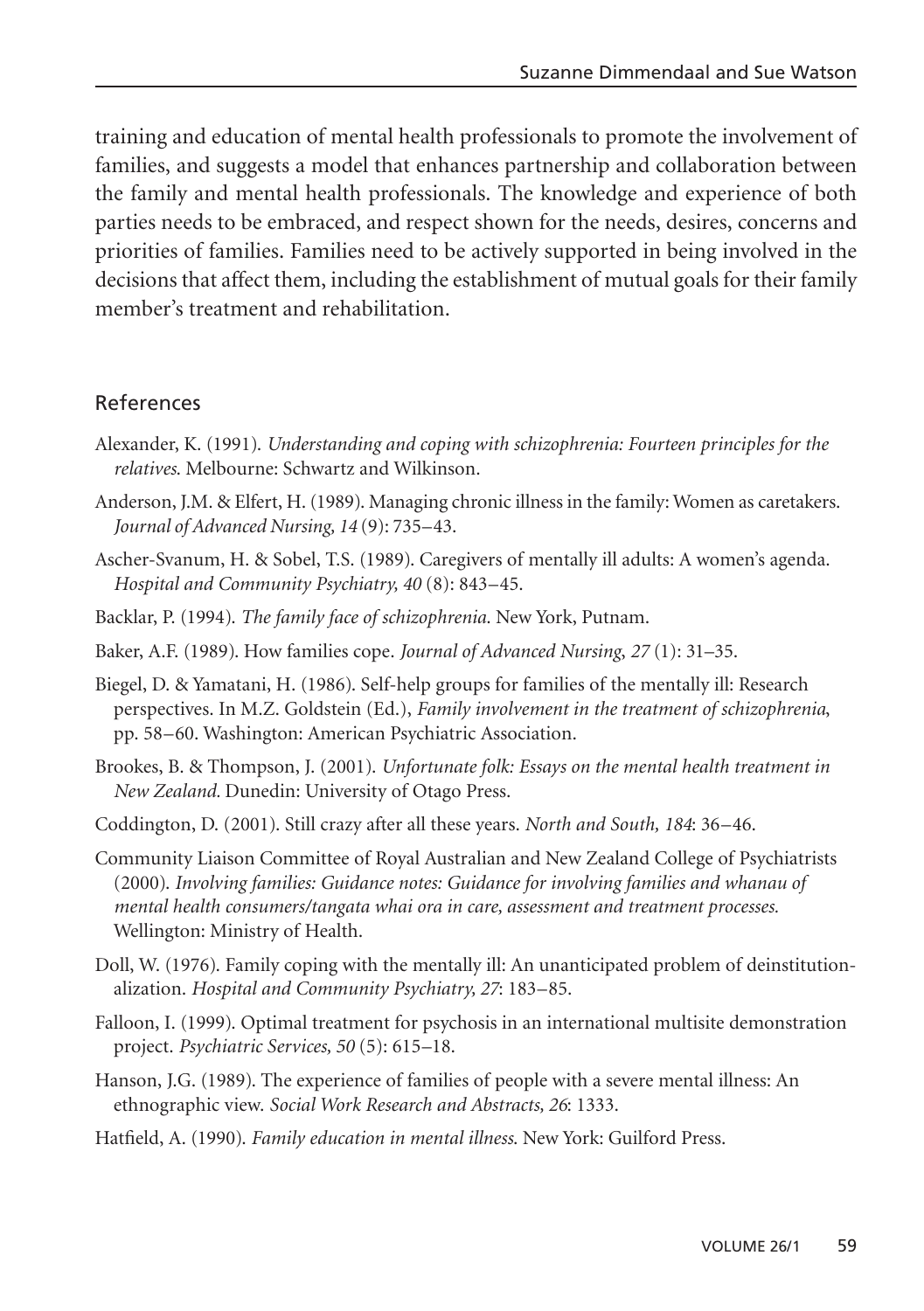training and education of mental health professionals to promote the involvement of families, and suggests a model that enhances partnership and collaboration between the family and mental health professionals. The knowledge and experience of both parties needs to be embraced, and respect shown for the needs, desires, concerns and priorities of families. Families need to be actively supported in being involved in the decisions that affect them, including the establishment of mutual goals for their family member's treatment and rehabilitation.

## References

Alexander, K. (1991). *Understanding and coping with schizophrenia: Fourteen principles for the relatives.* Melbourne: Schwartz and Wilkinson.

Anderson, J.M. & Elfert, H. (1989). Managing chronic illness in the family: Women as caretakers. *Journal of Advanced Nursing, 14* (9): 735–43.

Ascher-Svanum, H. & Sobel, T.S. (1989). Caregivers of mentally ill adults: A women's agenda. *Hospital and Community Psychiatry, 40* (8): 843–45.

Backlar, P. (1994). *The family face of schizophrenia.* New York, Putnam.

Baker, A.F. (1989). How families cope. *Journal of Advanced Nursing, 27* (1): 31–35.

Biegel, D. & Yamatani, H. (1986). Self-help groups for families of the mentally ill: Research perspectives. In M.Z. Goldstein (Ed.), *Family involvement in the treatment of schizophrenia*, pp. 58–60. Washington: American Psychiatric Association.

Brookes, B. & Thompson, J. (2001). *Unfortunate folk: Essays on the mental health treatment in New Zealand.* Dunedin: University of Otago Press.

Coddington, D. (2001). Still crazy after all these years. *North and South, 184*: 36–46.

Community Liaison Committee of Royal Australian and New Zealand College of Psychiatrists (2000). *Involving families: Guidance notes: Guidance for involving families and whanau of mental health consumers/tangata whai ora in care, assessment and treatment processes.* Wellington: Ministry of Health.

Doll, W. (1976). Family coping with the mentally ill: An unanticipated problem of deinstitutionalization. *Hospital and Community Psychiatry, 27*: 183–85.

Falloon, I. (1999). Optimal treatment for psychosis in an international multisite demonstration project. *Psychiatric Services, 50* (5): 615–18.

Hanson, J.G. (1989). The experience of families of people with a severe mental illness: An ethnographic view. *Social Work Research and Abstracts, 26*: 1333.

Hatfield, A. (1990). *Family education in mental illness.* New York: Guilford Press.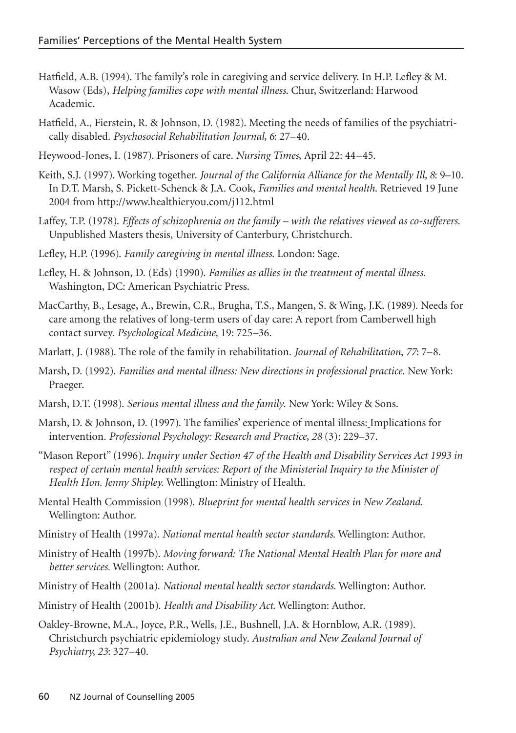Hatfield, A.B. (1994). The family's role in caregiving and service delivery. In H.P. Lefley & M. Wasow (Eds), *Helping families cope with mental illness.* Chur, Switzerland: Harwood Academic.

Hatfield, A., Fierstein, R. & Johnson, D. (1982). Meeting the needs of families of the psychiatrically disabled. *Psychosocial Rehabilitation Journal, 6*: 27–40.

Heywood-Jones, I. (1987). Prisoners of care. *Nursing Times*, April 22: 44–45.

Keith, S.J. (1997). Working together. *Journal of the California Alliance for the Mentally Ill, 8*: 9–10. In D.T. Marsh, S. Pickett-Schenck & J.A. Cook, *Families and mental health.* Retrieved 19 June 2004 from http://www.healthieryou.com/j112.html

Laffey, T.P. (1978). *Effects of schizophrenia on the family – with the relatives viewed as co-sufferers.* Unpublished Masters thesis, University of Canterbury, Christchurch.

Lefley, H.P. (1996). *Family caregiving in mental illness.* London: Sage.

Lefley, H. & Johnson, D. (Eds) (1990). *Families as allies in the treatment of mental illness.* Washington, DC: American Psychiatric Press.

MacCarthy, B., Lesage, A., Brewin, C.R., Brugha, T.S., Mangen, S. & Wing, J.K. (1989). Needs for care among the relatives of long-term users of day care: A report from Camberwell high contact survey. *Psychological Medicine*, 19: 725–36.

Marlatt, J. (1988). The role of the family in rehabilitation. *Journal of Rehabilitation*, *77*: 7–8.

Marsh, D. (1992). *Families and mental illness: New directions in professional practice.* New York: Praeger.

Marsh, D.T. (1998). *Serious mental illness and the family*. New York: Wiley & Sons.

Marsh, D. & Johnson, D. (1997). The families' experience of mental illness: Implications for intervention. *Professional Psychology: Research and Practice, 28* (3): 229–37.

"Mason Report" (1996). *Inquiry under Section 47 of the Health and Disability Services Act 1993 in respect of certain mental health services: Report of the Ministerial Inquiry to the Minister of Health Hon. Jenny Shipley.* Wellington: Ministry of Health.

Mental Health Commission (1998). *Blueprint for mental health services in New Zealand.* Wellington: Author.

Ministry of Health (1997a). *National mental health sector standards.* Wellington: Author.

Ministry of Health (1997b). *Moving forward: The National Mental Health Plan for more and better services.* Wellington: Author.

Ministry of Health (2001a). *National mental health sector standards.* Wellington: Author.

Ministry of Health (2001b). *Health and Disability Act.* Wellington: Author.

Oakley-Browne, M.A., Joyce, P.R., Wells, J.E., Bushnell, J.A. & Hornblow, A.R. (1989). Christchurch psychiatric epidemiology study. *Australian and New Zealand Journal of Psychiatry, 23*: 327–40.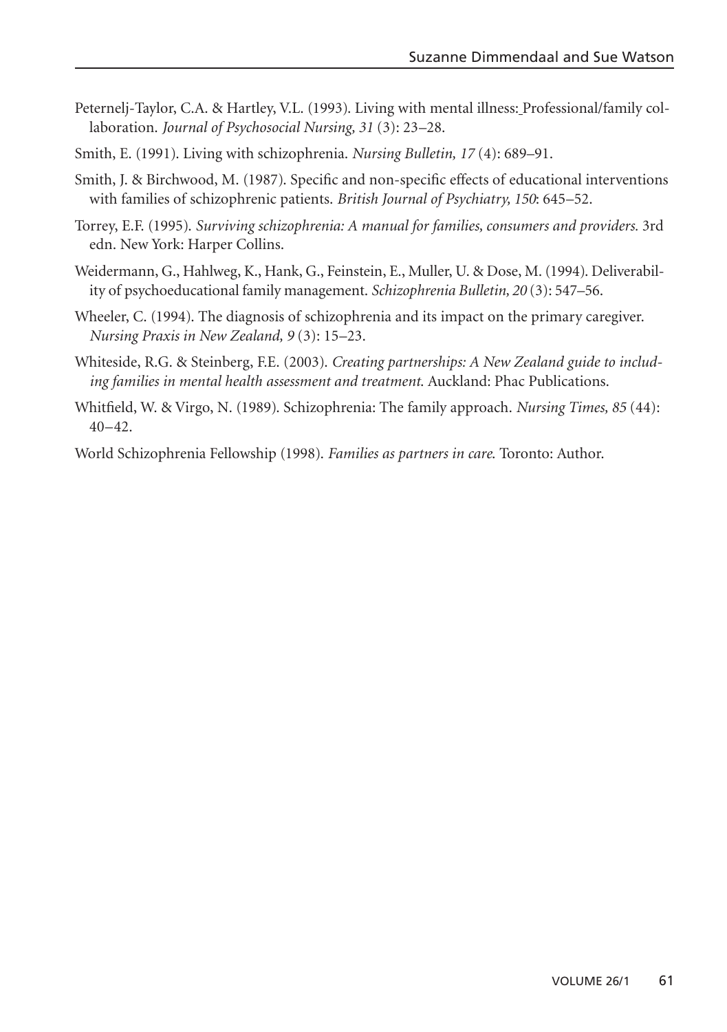Peternelj-Taylor, C.A. & Hartley, V.L. (1993). Living with mental illness: Professional/family collaboration. *Journal of Psychosocial Nursing, 31* (3): 23–28.

Smith, E. (1991). Living with schizophrenia. *Nursing Bulletin, 17* (4): 689–91.

Smith, J. & Birchwood, M. (1987). Specific and non-specific effects of educational interventions with families of schizophrenic patients. *British Journal of Psychiatry, 150*: 645–52.

Torrey, E.F. (1995). *Surviving schizophrenia: A manual for families, consumers and providers.* 3rd edn. New York: Harper Collins.

Weidermann, G., Hahlweg, K., Hank, G., Feinstein, E., Muller, U. & Dose, M. (1994). Deliverability of psychoeducational family management. *Schizophrenia Bulletin, 20* (3): 547–56.

Wheeler, C. (1994). The diagnosis of schizophrenia and its impact on the primary caregiver. *Nursing Praxis in New Zealand, 9* (3): 15–23.

Whiteside, R.G. & Steinberg, F.E. (2003). *Creating partnerships: A New Zealand guide to including families in mental health assessment and treatment.* Auckland: Phac Publications.

Whitfield, W. & Virgo, N. (1989). Schizophrenia: The family approach. *Nursing Times, 85* (44): 40–42.

World Schizophrenia Fellowship (1998). *Families as partners in care.* Toronto: Author.